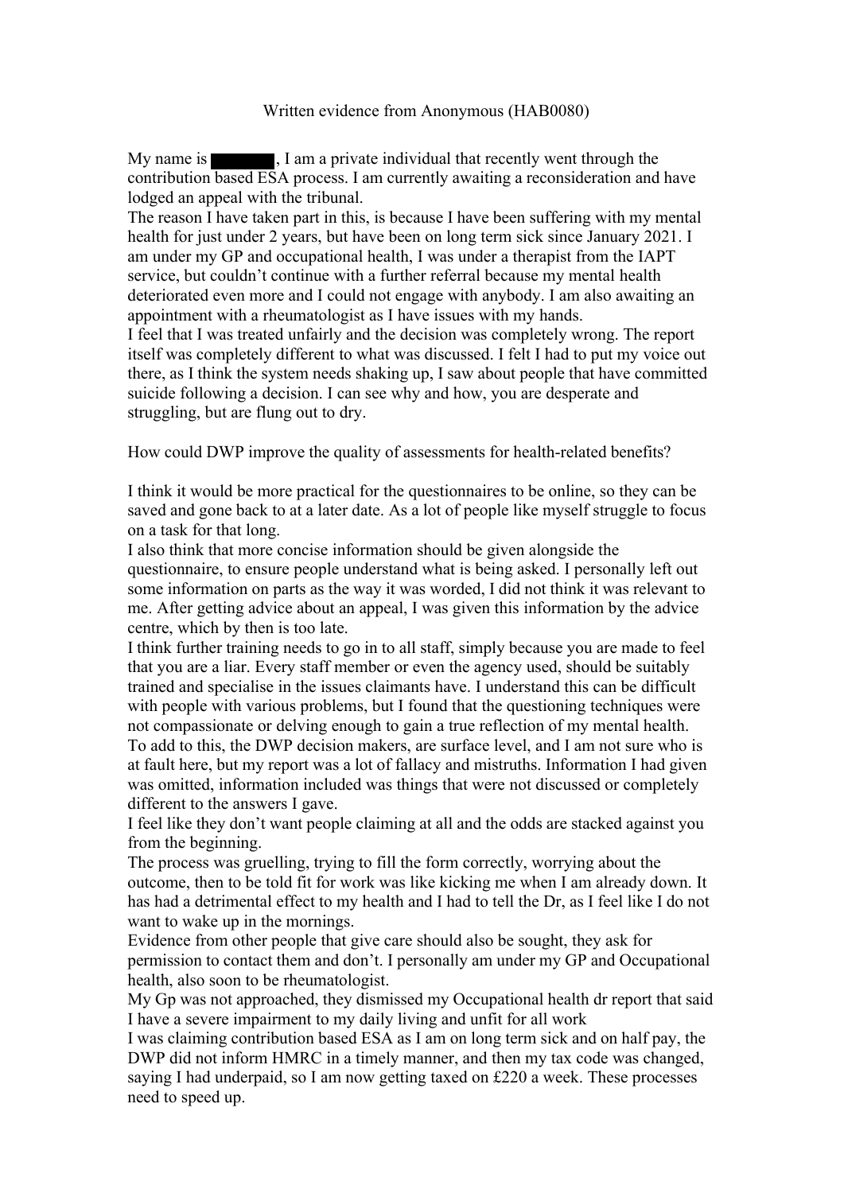Written evidence from Anonymous (HAB0080)

My name is ██████, I am a private individual that recently went through the contribution based ESA process. I am currently awaiting a reconsideration and have lodged an appeal with the tribunal.

The reason I have taken part in this, is because I have been suffering with my mental health for just under 2 years, but have been on long term sick since January 2021. I am under my GP and occupational health, I was under a therapist from the IAPT service, but couldn't continue with a further referral because my mental health deteriorated even more and I could not engage with anybody. I am also awaiting an appointment with a rheumatologist as I have issues with my hands.

I feel that I was treated unfairly and the decision was completely wrong. The report itself was completely different to what was discussed. I felt I had to put my voice out there, as I think the system needs shaking up, I saw about people that have committed suicide following a decision. I can see why and how, you are desperate and struggling, but are flung out to dry.

How could DWP improve the quality of assessments for health-related benefits?

I think it would be more practical for the questionnaires to be online, so they can be saved and gone back to at a later date. As a lot of people like myself struggle to focus on a task for that long.

I also think that more concise information should be given alongside the questionnaire, to ensure people understand what is being asked. I personally left out some information on parts as the way it was worded, I did not think it was relevant to me. After getting advice about an appeal, I was given this information by the advice centre, which by then is too late.

I think further training needs to go in to all staff, simply because you are made to feel that you are a liar. Every staff member or even the agency used, should be suitably trained and specialise in the issues claimants have. I understand this can be difficult with people with various problems, but I found that the questioning techniques were not compassionate or delving enough to gain a true reflection of my mental health.

To add to this, the DWP decision makers, are surface level, and I am not sure who is at fault here, but my report was a lot of fallacy and mistruths. Information I had given was omitted, information included was things that were not discussed or completely different to the answers I gave.

I feel like they don't want people claiming at all and the odds are stacked against you from the beginning.

The process was gruelling, trying to fill the form correctly, worrying about the outcome, then to be told fit for work was like kicking me when I am already down. It has had a detrimental effect to my health and I had to tell the Dr, as I feel like I do not want to wake up in the mornings.

Evidence from other people that give care should also be sought, they ask for permission to contact them and don't. I personally am under my GP and Occupational health, also soon to be rheumatologist.

My Gp was not approached, they dismissed my Occupational health dr report that said I have a severe impairment to my daily living and unfit for all work

I was claiming contribution based ESA as I am on long term sick and on half pay, the DWP did not inform HMRC in a timely manner, and then my tax code was changed, saying I had underpaid, so I am now getting taxed on £220 a week. These processes need to speed up.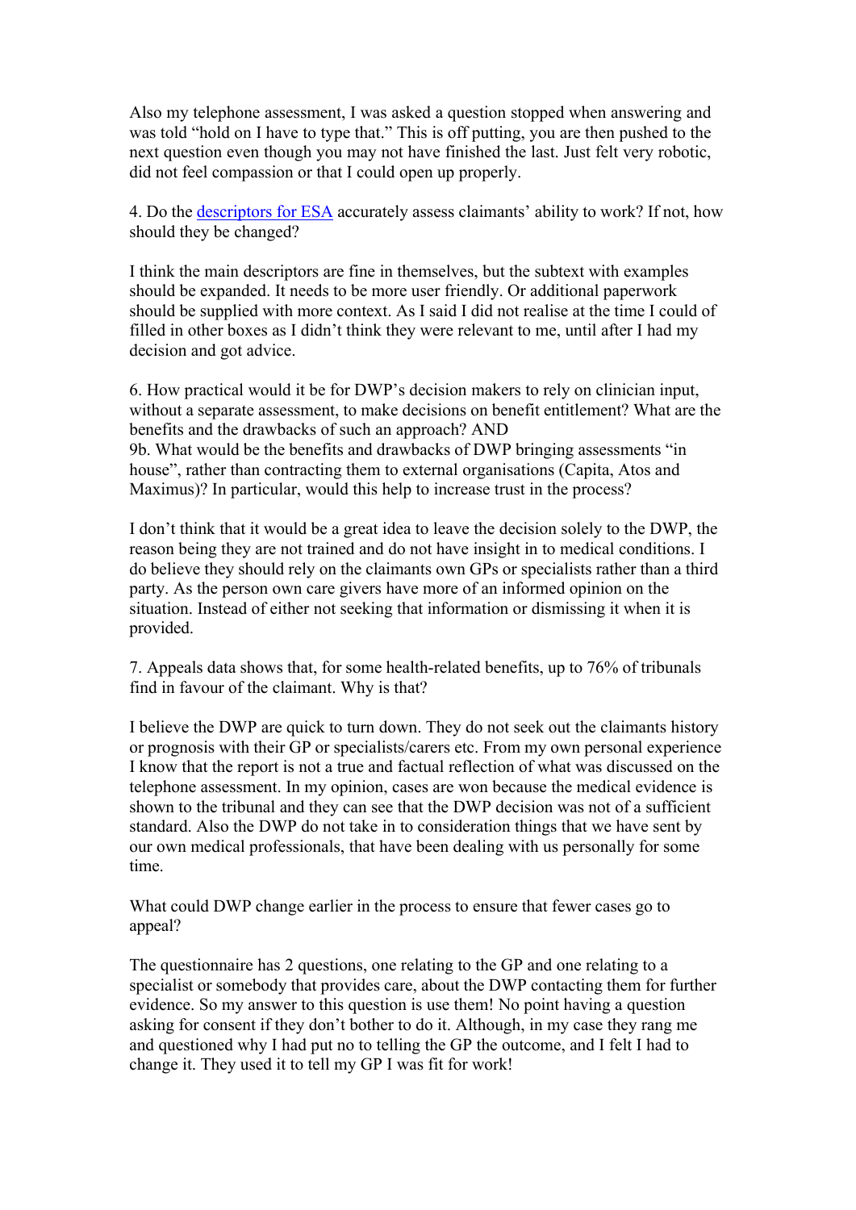Also my telephone assessment, I was asked a question stopped when answering and was told "hold on I have to type that." This is off putting, you are then pushed to the next question even though you may not have finished the last. Just felt very robotic, did not feel compassion or that I could open up properly.

4. Do the descriptors for ESA accurately assess claimants' ability to work? If not, how should they be changed?

I think the main descriptors are fine in themselves, but the subtext with examples should be expanded. It needs to be more user friendly. Or additional paperwork should be supplied with more context. As I said I did not realise at the time I could of filled in other boxes as I didn't think they were relevant to me, until after I had my decision and got advice.

6. How practical would it be for DWP's decision makers to rely on clinician input, without a separate assessment, to make decisions on benefit entitlement? What are the benefits and the drawbacks of such an approach? AND
9b. What would be the benefits and drawbacks of DWP bringing assessments "in house", rather than contracting them to external organisations (Capita, Atos and Maximus)? In particular, would this help to increase trust in the process?

I don't think that it would be a great idea to leave the decision solely to the DWP, the reason being they are not trained and do not have insight in to medical conditions. I do believe they should rely on the claimants own GPs or specialists rather than a third party. As the person own care givers have more of an informed opinion on the situation. Instead of either not seeking that information or dismissing it when it is provided.

7. Appeals data shows that, for some health-related benefits, up to 76% of tribunals find in favour of the claimant. Why is that?

I believe the DWP are quick to turn down. They do not seek out the claimants history or prognosis with their GP or specialists/carers etc. From my own personal experience I know that the report is not a true and factual reflection of what was discussed on the telephone assessment. In my opinion, cases are won because the medical evidence is shown to the tribunal and they can see that the DWP decision was not of a sufficient standard. Also the DWP do not take in to consideration things that we have sent by our own medical professionals, that have been dealing with us personally for some time.

What could DWP change earlier in the process to ensure that fewer cases go to appeal?

The questionnaire has 2 questions, one relating to the GP and one relating to a specialist or somebody that provides care, about the DWP contacting them for further evidence. So my answer to this question is use them! No point having a question asking for consent if they don't bother to do it. Although, in my case they rang me and questioned why I had put no to telling the GP the outcome, and I felt I had to change it. They used it to tell my GP I was fit for work!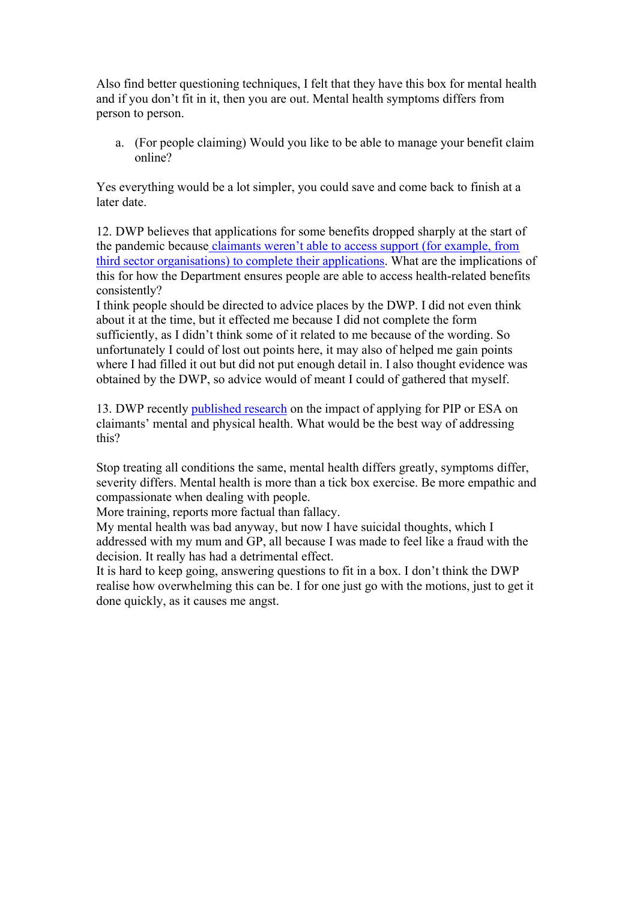Also find better questioning techniques, I felt that they have this box for mental health and if you don't fit in it, then you are out. Mental health symptoms differs from person to person.

a. (For people claiming) Would you like to be able to manage your benefit claim online?

Yes everything would be a lot simpler, you could save and come back to finish at a later date.

12. DWP believes that applications for some benefits dropped sharply at the start of the pandemic because claimants weren't able to access support (for example, from third sector organisations) to complete their applications. What are the implications of this for how the Department ensures people are able to access health-related benefits consistently?

I think people should be directed to advice places by the DWP. I did not even think about it at the time, but it effected me because I did not complete the form sufficiently, as I didn't think some of it related to me because of the wording. So unfortunately I could of lost out points here, it may also of helped me gain points where I had filled it out but did not put enough detail in. I also thought evidence was obtained by the DWP, so advice would of meant I could of gathered that myself.

13. DWP recently published research on the impact of applying for PIP or ESA on claimants' mental and physical health. What would be the best way of addressing this?

Stop treating all conditions the same, mental health differs greatly, symptoms differ, severity differs. Mental health is more than a tick box exercise. Be more empathic and compassionate when dealing with people.

More training, reports more factual than fallacy.

My mental health was bad anyway, but now I have suicidal thoughts, which I addressed with my mum and GP, all because I was made to feel like a fraud with the decision. It really has had a detrimental effect.

It is hard to keep going, answering questions to fit in a box. I don't think the DWP realise how overwhelming this can be. I for one just go with the motions, just to get it done quickly, as it causes me angst.